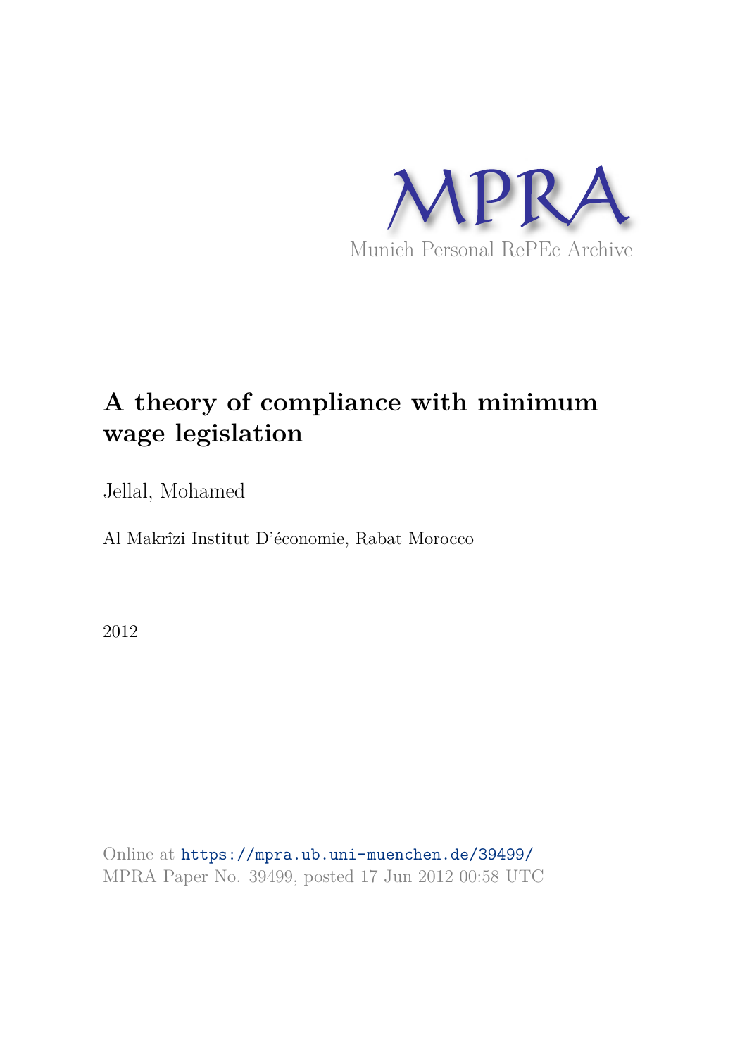MPRA

Munich Personal RePEc Archive

# A theory of compliance with minimum wage legislation

Jellal, Mohamed

Al Makrîzi Institut D'économie, Rabat Morocco

2012

Online at https://mpra.ub.uni-muenchen.de/39499/
MPRA Paper No. 39499, posted 17 Jun 2012 00:58 UTC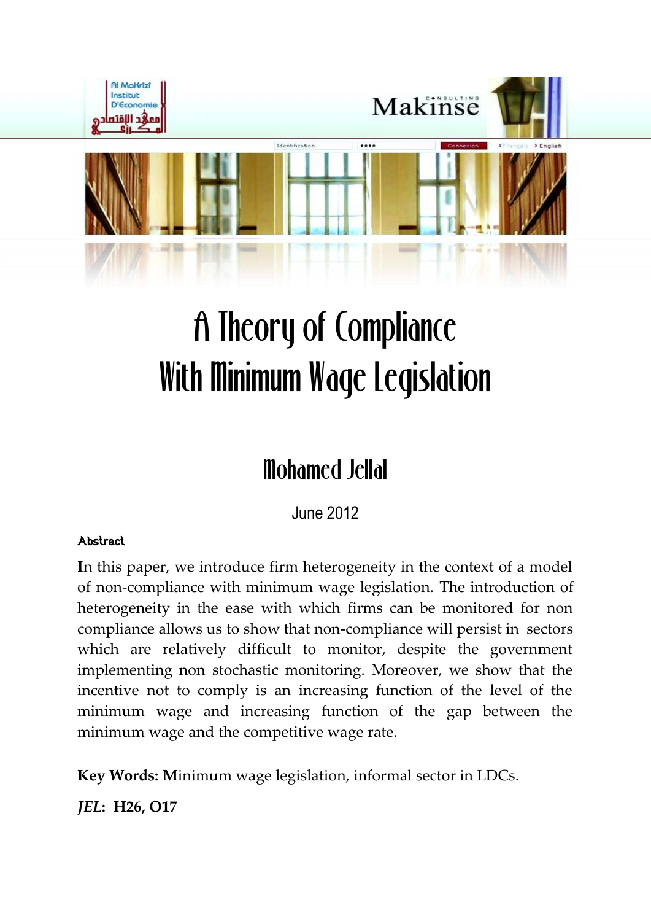# A Theory of Compliance With Minimum Wage Legislation

## Mohamed Jellal

June 2012

**Abstract**

**I**n this paper, we introduce firm heterogeneity in the context of a model of non-compliance with minimum wage legislation. The introduction of heterogeneity in the ease with which firms can be monitored for non compliance allows us to show that non-compliance will persist in sectors which are relatively difficult to monitor, despite the government implementing non stochastic monitoring. Moreover, we show that the incentive not to comply is an increasing function of the level of the minimum wage and increasing function of the gap between the minimum wage and the competitive wage rate.

**Key Words: M**inimum wage legislation, informal sector in LDCs.

***JEL*: H26, O17**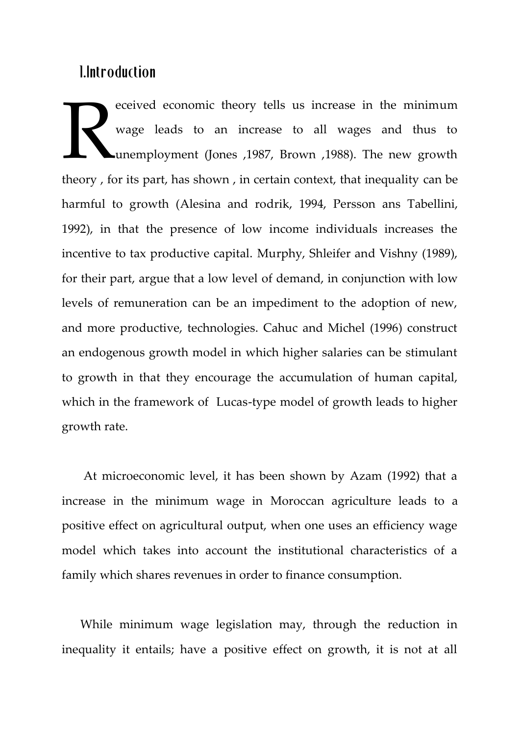## 1.Introduction

Received economic theory tells us increase in the minimum wage leads to an increase to all wages and thus to unemployment (Jones ,1987, Brown ,1988). The new growth theory , for its part, has shown , in certain context, that inequality can be harmful to growth (Alesina and rodrik, 1994, Persson ans Tabellini, 1992), in that the presence of low income individuals increases the incentive to tax productive capital. Murphy, Shleifer and Vishny (1989), for their part, argue that a low level of demand, in conjunction with low levels of remuneration can be an impediment to the adoption of new, and more productive, technologies. Cahuc and Michel (1996) construct an endogenous growth model in which higher salaries can be stimulant to growth in that they encourage the accumulation of human capital, which in the framework of Lucas-type model of growth leads to higher growth rate.

At microeconomic level, it has been shown by Azam (1992) that a increase in the minimum wage in Moroccan agriculture leads to a positive effect on agricultural output, when one uses an efficiency wage model which takes into account the institutional characteristics of a family which shares revenues in order to finance consumption.

While minimum wage legislation may, through the reduction in inequality it entails; have a positive effect on growth, it is not at all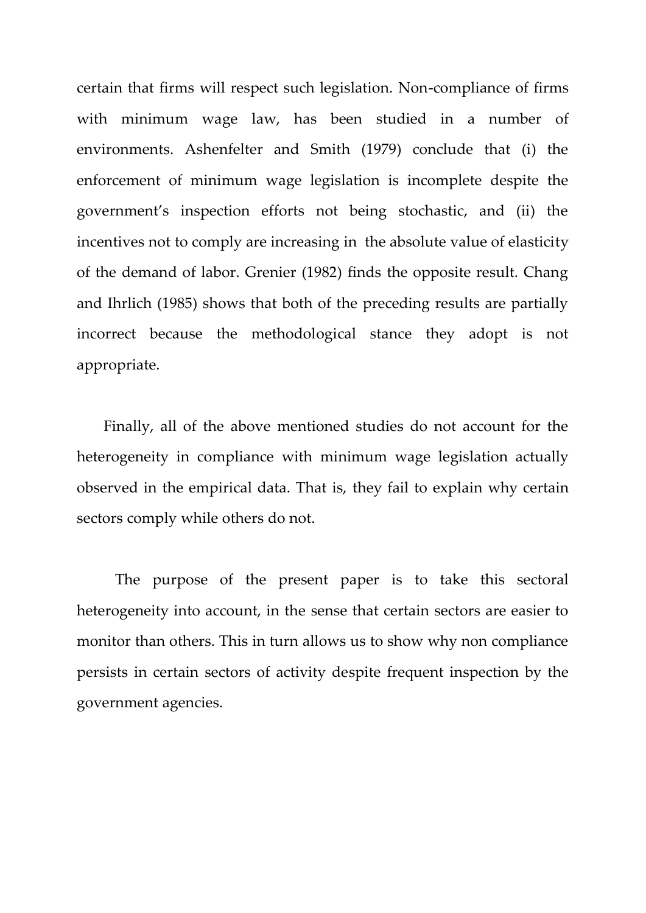certain that firms will respect such legislation. Non-compliance of firms with minimum wage law, has been studied in a number of environments. Ashenfelter and Smith (1979) conclude that (i) the enforcement of minimum wage legislation is incomplete despite the government's inspection efforts not being stochastic, and (ii) the incentives not to comply are increasing in the absolute value of elasticity of the demand of labor. Grenier (1982) finds the opposite result. Chang and Ihrlich (1985) shows that both of the preceding results are partially incorrect because the methodological stance they adopt is not appropriate.

Finally, all of the above mentioned studies do not account for the heterogeneity in compliance with minimum wage legislation actually observed in the empirical data. That is, they fail to explain why certain sectors comply while others do not.

The purpose of the present paper is to take this sectoral heterogeneity into account, in the sense that certain sectors are easier to monitor than others. This in turn allows us to show why non compliance persists in certain sectors of activity despite frequent inspection by the government agencies.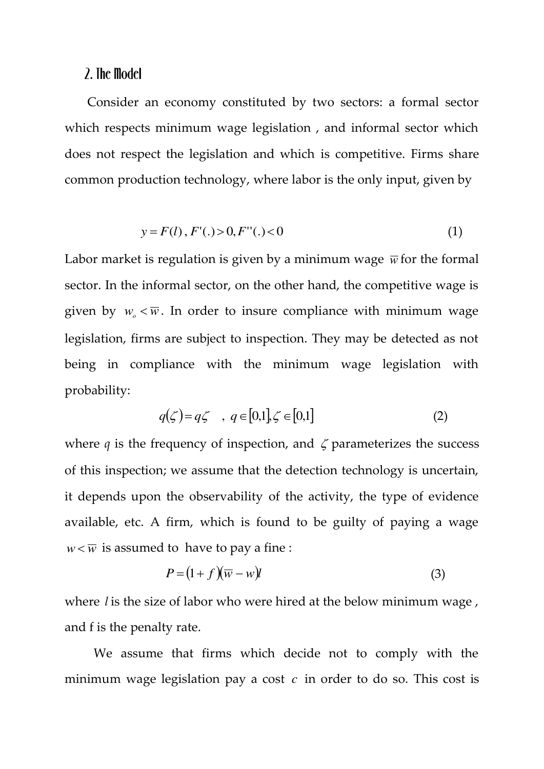## 2. The Model

Consider an economy constituted by two sectors: a formal sector which respects minimum wage legislation , and informal sector which does not respect the legislation and which is competitive. Firms share common production technology, where labor is the only input, given by

$$y = F(l)\,,\, F'(.) > 0, F''(.) < 0 \tag{1}$$

Labor market is regulation is given by a minimum wage $\overline{w}$ for the formal sector. In the informal sector, on the other hand, the competitive wage is given by $w_o < \overline{w}$. In order to insure compliance with minimum wage legislation, firms are subject to inspection. They may be detected as not being in compliance with the minimum wage legislation with probability:

$$q(\zeta) = q\zeta \quad , \; q \in [0,1], \zeta \in [0,1] \tag{2}$$

where $q$ is the frequency of inspection, and $\zeta$ parameterizes the success of this inspection; we assume that the detection technology is uncertain, it depends upon the observability of the activity, the type of evidence available, etc. A firm, which is found to be guilty of paying a wage $w < \overline{w}$ is assumed to have to pay a fine :

$$P = (1 + f)(\overline{w} - w)l \tag{3}$$

where $l$ is the size of labor who were hired at the below minimum wage , and f is the penalty rate.

We assume that firms which decide not to comply with the minimum wage legislation pay a cost $c$ in order to do so. This cost is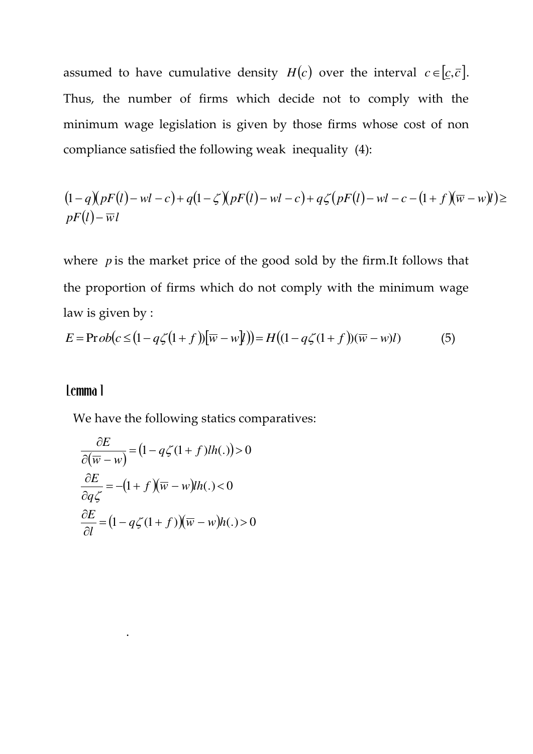assumed to have cumulative density $H(c)$ over the interval $c \in [\underline{c}, \overline{c}]$. Thus, the number of firms which decide not to comply with the minimum wage legislation is given by those firms whose cost of non compliance satisfied the following weak inequality (4):

$$(1-q)(pF(l)-wl-c)+q(1-\zeta)(pF(l)-wl-c)+q\zeta(pF(l)-wl-c-(1+f)(\overline{w}-w)l) \geq pF(l)-\overline{w}l$$

where $p$ is the market price of the good sold by the firm.It follows that the proportion of firms which do not comply with the minimum wage law is given by :

$$E = \Pr ob(c \leq (1-q\zeta(1+f))[\overline{w}-w]l)) = H((1-q\zeta(1+f))(\overline{w}-w)l) \qquad (5)$$

## Lemma 1

We have the following statics comparatives:

$$\frac{\partial E}{\partial(\overline{w}-w)} = (1-q\zeta(1+f)lh(.)) > 0$$

$$\frac{\partial E}{\partial q\zeta} = -(1+f)(\overline{w}-w)lh(.) < 0$$

$$\frac{\partial E}{\partial l} = (1-q\zeta(1+f))(\overline{w}-w)h(.) > 0$$

.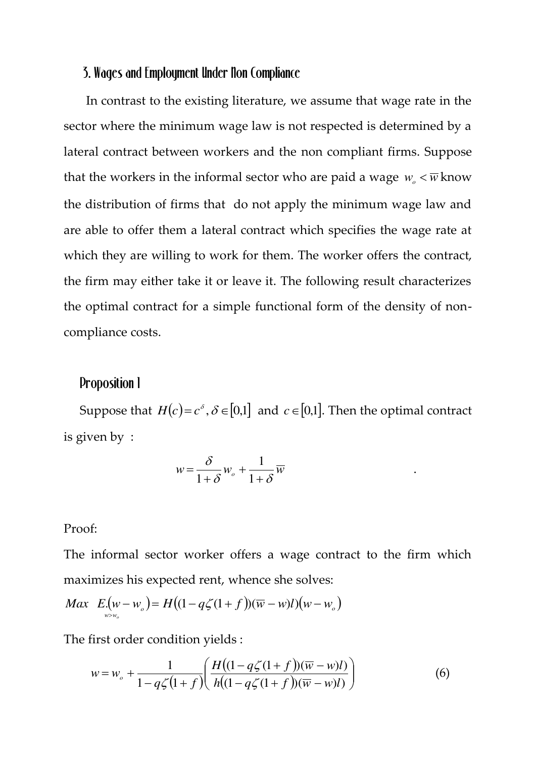## 3. Wages and Employment Under Non Compliance

In contrast to the existing literature, we assume that wage rate in the sector where the minimum wage law is not respected is determined by a lateral contract between workers and the non compliant firms. Suppose that the workers in the informal sector who are paid a wage $w_o < \overline{w}$ know the distribution of firms that do not apply the minimum wage law and are able to offer them a lateral contract which specifies the wage rate at which they are willing to work for them. The worker offers the contract, the firm may either take it or leave it. The following result characterizes the optimal contract for a simple functional form of the density of non-compliance costs.

### Proposition 1

Suppose that $H(c) = c^{\delta}, \delta \in [0,1]$ and $c \in [0,1]$. Then the optimal contract is given by :

$$w = \frac{\delta}{1+\delta} w_o + \frac{1}{1+\delta} \overline{w}$$

Proof:

The informal sector worker offers a wage contract to the firm which maximizes his expected rent, whence she solves:

$$\underset{w > w_o}{Max} \quad E.(w - w_o) = H\big((1 - q\zeta(1+f))(\overline{w} - w)l\big)(w - w_o)$$

The first order condition yields :

$$w = w_o + \frac{1}{1 - q\zeta(1+f)} \left( \frac{H\big((1 - q\zeta(1+f))(\overline{w} - w)l\big)}{h\big((1 - q\zeta(1+f))(\overline{w} - w)l\big)} \right) \tag{6}$$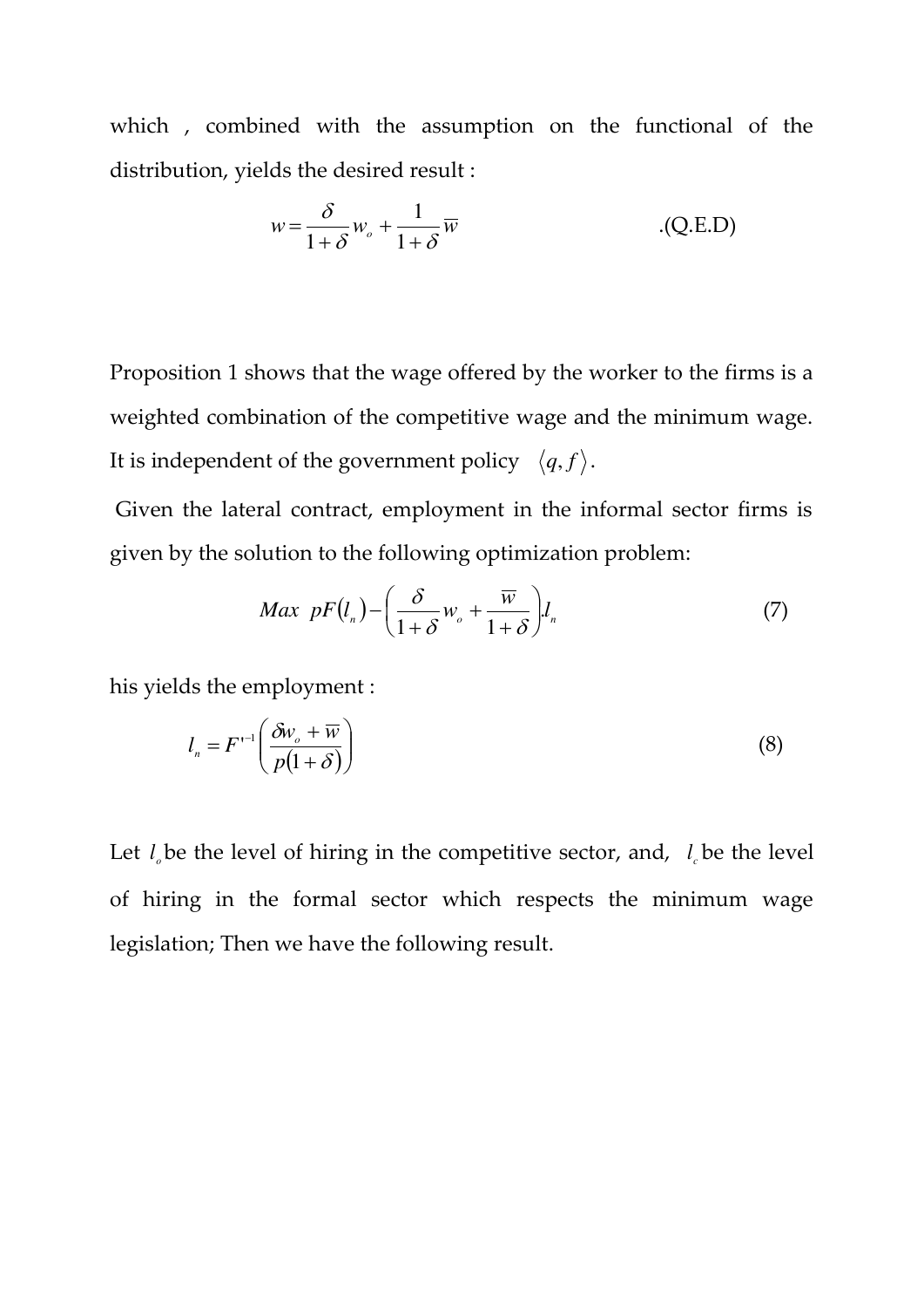which , combined with the assumption on the functional of the distribution, yields the desired result :

$$w = \frac{\delta}{1+\delta} w_o + \frac{1}{1+\delta} \overline{w} \qquad \text{.(Q.E.D)}$$

Proposition 1 shows that the wage offered by the worker to the firms is a weighted combination of the competitive wage and the minimum wage. It is independent of the government policy $\langle q, f \rangle$.

Given the lateral contract, employment in the informal sector firms is given by the solution to the following optimization problem:

$$Max \;\; pF(l_n) - \left( \frac{\delta}{1+\delta} w_o + \frac{\overline{w}}{1+\delta} \right) . l_n \tag{7}$$

his yields the employment :

$$l_n = F'^{-1}\left( \frac{\delta w_o + \overline{w}}{p(1+\delta)} \right) \tag{8}$$

Let $l_o$ be the level of hiring in the competitive sector, and, $l_c$ be the level of hiring in the formal sector which respects the minimum wage legislation; Then we have the following result.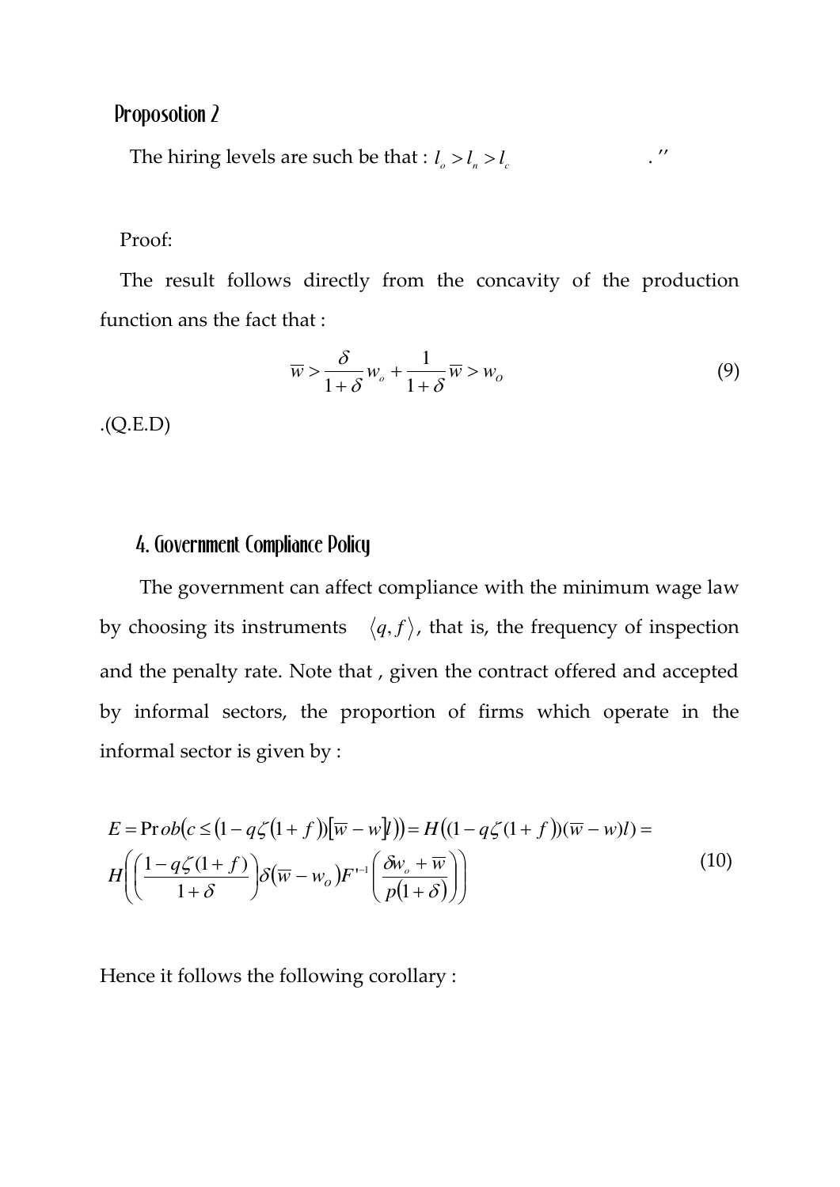## Proposotion 2

The hiring levels are such be that : $l_o > l_n > l_c$ ."

Proof:

The result follows directly from the concavity of the production function ans the fact that :

$$\overline{w} > \frac{\delta}{1+\delta} w_o + \frac{1}{1+\delta}\overline{w} > w_o \tag{9}$$

.(Q.E.D)

## 4. Government Compliance Policy

The government can affect compliance with the minimum wage law by choosing its instruments $\langle q, f \rangle$, that is, the frequency of inspection and the penalty rate. Note that , given the contract offered and accepted by informal sectors, the proportion of firms which operate in the informal sector is given by :

$$\begin{aligned} E &= \Pr ob\left(c \leq \left(1 - q\zeta\left(1+f\right)\right)\left[\overline{w} - w\right]l\right)\right) = H\left((1 - q\zeta(1+f))(\overline{w} - w)l\right) = \\ & H\left(\left(\frac{1 - q\zeta(1+f)}{1+\delta}\right)\delta\left(\overline{w} - w_o\right)F'^{-1}\left(\frac{\delta w_o + \overline{w}}{p(1+\delta)}\right)\right) \end{aligned} \tag{10}$$

Hence it follows the following corollary :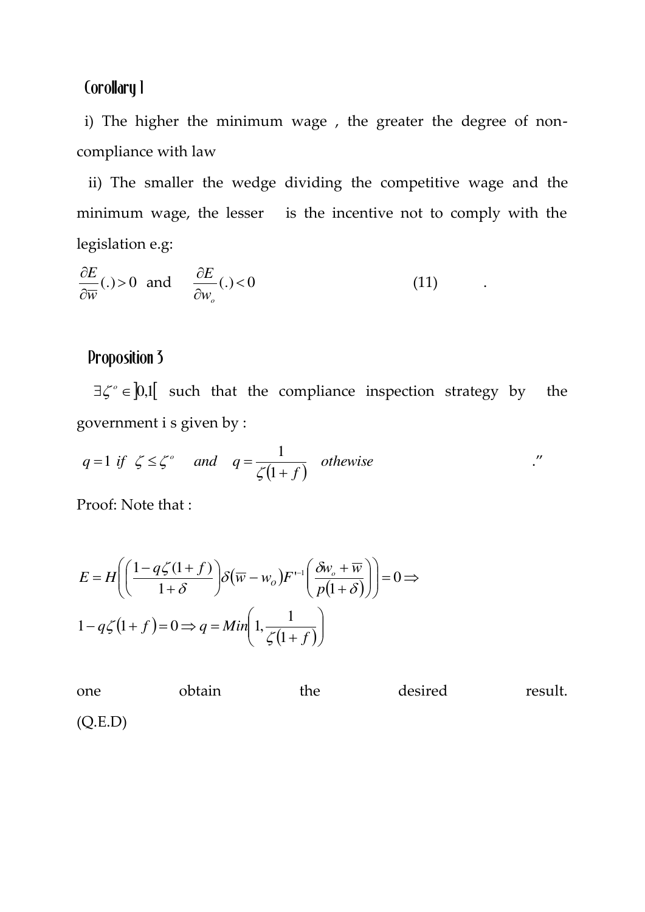## Corollary 1

i) The higher the minimum wage , the greater the degree of non-compliance with law

ii) The smaller the wedge dividing the competitive wage and the minimum wage, the lesser is the incentive not to comply with the legislation e.g:

$$\frac{\partial E}{\partial \overline{w}}(.) > 0 \quad \text{and} \quad \frac{\partial E}{\partial w_o}(.) < 0 \qquad (11)$$

## Proposition 3

$\exists \zeta^o \in \left]0,1\right[$ such that the compliance inspection strategy by the government i s given by :

$$q = 1 \;\; if \;\; \zeta \leq \zeta^o \quad and \quad q = \frac{1}{\zeta(1+f)} \quad othewise$$ ."

Proof: Note that :

$$E = H\left(\left(\frac{1-q\zeta(1+f)}{1+\delta}\right)\delta\left(\overline{w}-w_o\right)F'^{-1}\left(\frac{\delta w_o+\overline{w}}{p(1+\delta)}\right)\right) = 0 \Rightarrow$$

$$1 - q\zeta(1+f) = 0 \Rightarrow q = Min\left(1, \frac{1}{\zeta(1+f)}\right)$$

one obtain the desired result. (Q.E.D)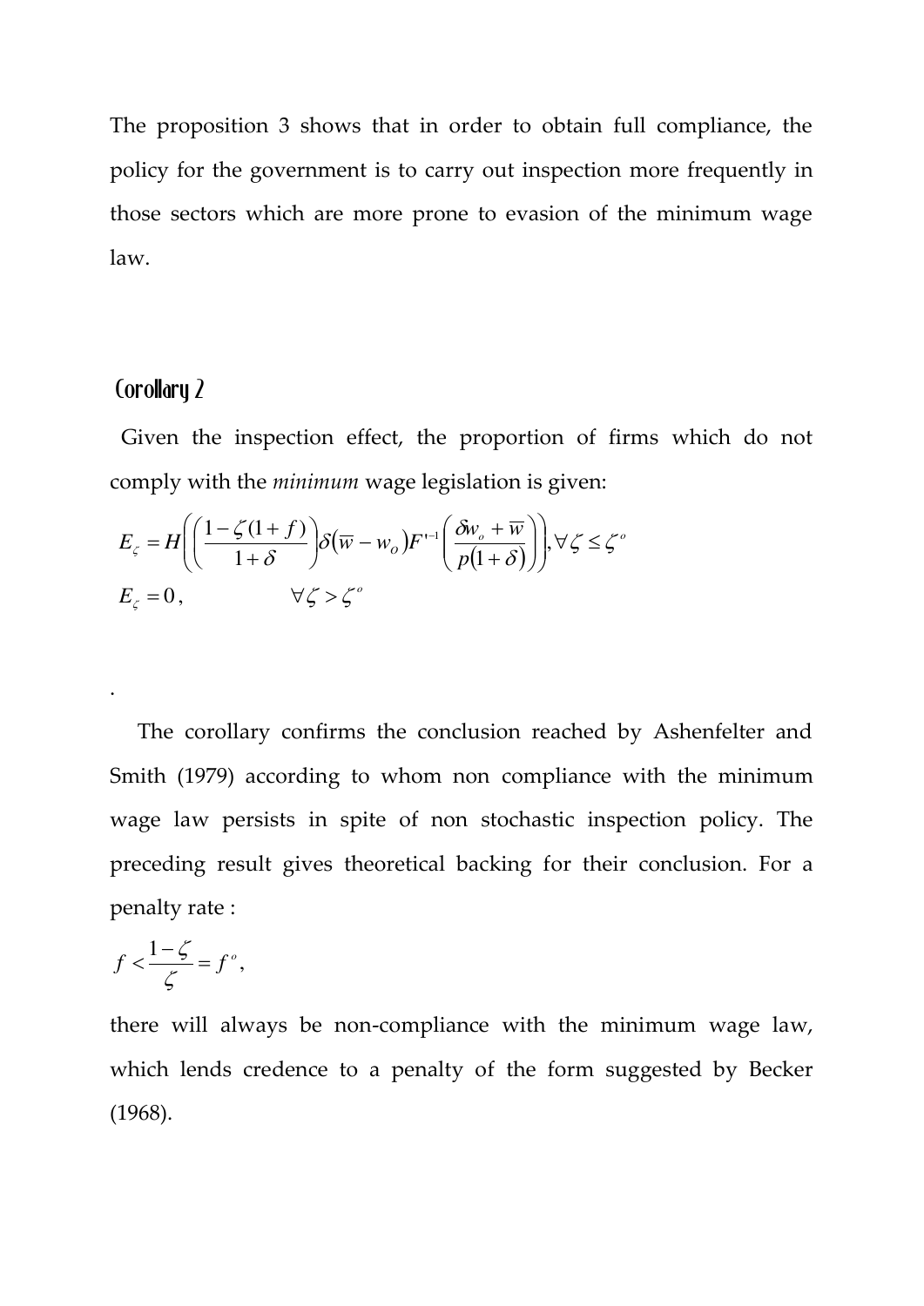The proposition 3 shows that in order to obtain full compliance, the policy for the government is to carry out inspection more frequently in those sectors which are more prone to evasion of the minimum wage law.

## Corollary 2

Given the inspection effect, the proportion of firms which do not comply with the *minimum* wage legislation is given:

$$E_{\zeta} = H\left(\left(\frac{1-\zeta(1+f)}{1+\delta}\right)\delta\left(\overline{w}-w_{o}\right)F'^{-1}\left(\frac{\delta w_{o}+\overline{w}}{p(1+\delta)}\right)\right), \forall \zeta \leq \zeta^{o}$$

$$E_{\zeta} = 0, \qquad \forall \zeta > \zeta^{o}$$

.

The corollary confirms the conclusion reached by Ashenfelter and Smith (1979) according to whom non compliance with the minimum wage law persists in spite of non stochastic inspection policy. The preceding result gives theoretical backing for their conclusion. For a penalty rate :

$$f < \frac{1-\zeta}{\zeta} = f^{o},$$

there will always be non-compliance with the minimum wage law, which lends credence to a penalty of the form suggested by Becker (1968).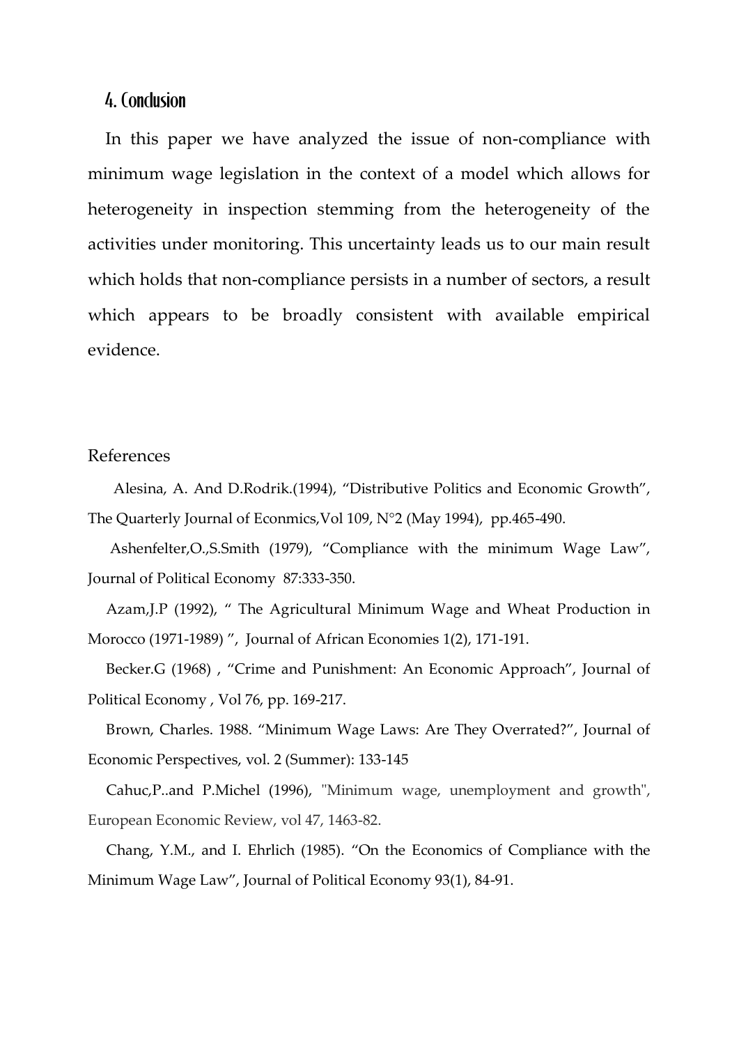## 4. Conclusion

In this paper we have analyzed the issue of non-compliance with minimum wage legislation in the context of a model which allows for heterogeneity in inspection stemming from the heterogeneity of the activities under monitoring. This uncertainty leads us to our main result which holds that non-compliance persists in a number of sectors, a result which appears to be broadly consistent with available empirical evidence.

References

Alesina, A. And D.Rodrik.(1994), "Distributive Politics and Economic Growth", The Quarterly Journal of Econmics,Vol 109, N°2 (May 1994), pp.465-490.

Ashenfelter,O.,S.Smith (1979), "Compliance with the minimum Wage Law", Journal of Political Economy 87:333-350.

Azam,J.P (1992), " The Agricultural Minimum Wage and Wheat Production in Morocco (1971-1989) ", Journal of African Economies 1(2), 171-191.

Becker.G (1968) , "Crime and Punishment: An Economic Approach", Journal of Political Economy , Vol 76, pp. 169-217.

Brown, Charles. 1988. "Minimum Wage Laws: Are They Overrated?", Journal of Economic Perspectives, vol. 2 (Summer): 133-145

Cahuc,P..and P.Michel (1996), "Minimum wage, unemployment and growth", European Economic Review, vol 47, 1463-82.

Chang, Y.M., and I. Ehrlich (1985). "On the Economics of Compliance with the Minimum Wage Law", Journal of Political Economy 93(1), 84-91.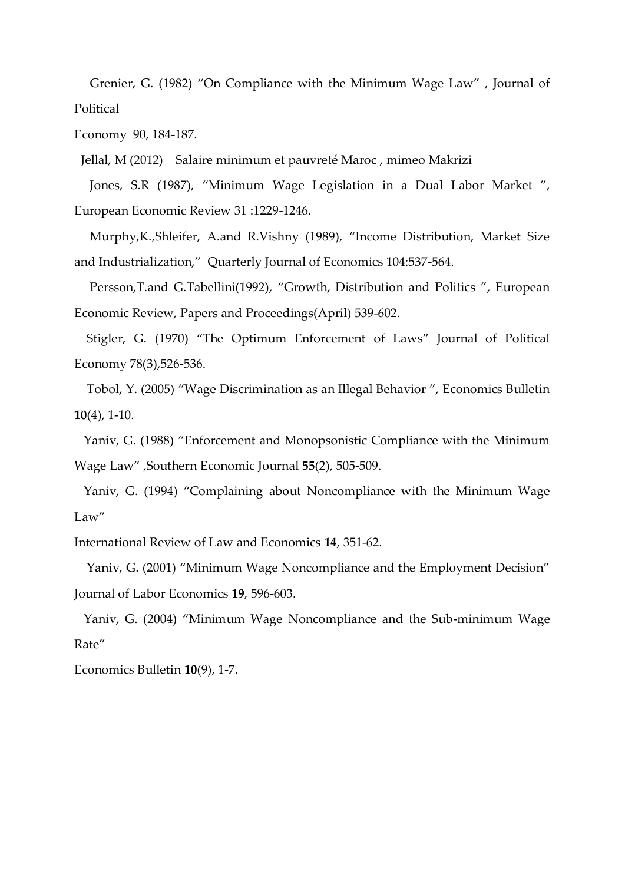Grenier, G. (1982) "On Compliance with the Minimum Wage Law" , Journal of Political Economy 90, 184-187.

Jellal, M (2012) Salaire minimum et pauvreté Maroc , mimeo Makrizi

Jones, S.R (1987), "Minimum Wage Legislation in a Dual Labor Market ", European Economic Review 31 :1229-1246.

Murphy,K.,Shleifer, A.and R.Vishny (1989), "Income Distribution, Market Size and Industrialization," Quarterly Journal of Economics 104:537-564.

Persson,T.and G.Tabellini(1992), "Growth, Distribution and Politics ", European Economic Review, Papers and Proceedings(April) 539-602.

Stigler, G. (1970) "The Optimum Enforcement of Laws" Journal of Political Economy 78(3),526-536.

Tobol, Y. (2005) "Wage Discrimination as an Illegal Behavior ", Economics Bulletin **10**(4), 1-10.

Yaniv, G. (1988) "Enforcement and Monopsonistic Compliance with the Minimum Wage Law" ,Southern Economic Journal **55**(2), 505-509.

Yaniv, G. (1994) "Complaining about Noncompliance with the Minimum Wage Law" International Review of Law and Economics **14**, 351-62.

Yaniv, G. (2001) "Minimum Wage Noncompliance and the Employment Decision" Journal of Labor Economics **19**, 596-603.

Yaniv, G. (2004) "Minimum Wage Noncompliance and the Sub-minimum Wage Rate" Economics Bulletin **10**(9), 1-7.